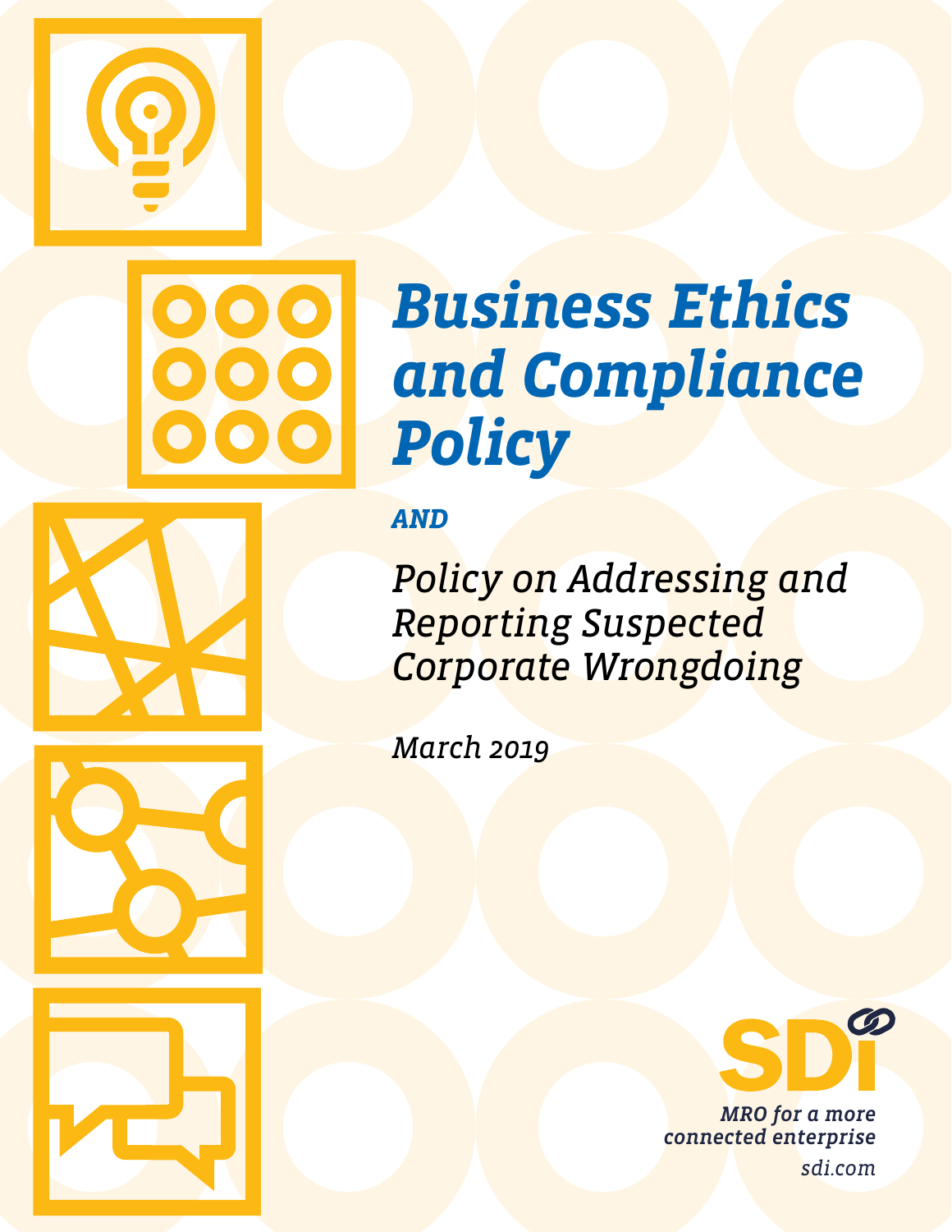# *Business Ethics and Compliance Policy*

***AND***

*Policy on Addressing and Reporting Suspected Corporate Wrongdoing*

*March 2019*

SDi

*MRO for a more connected enterprise*

*sdi.com*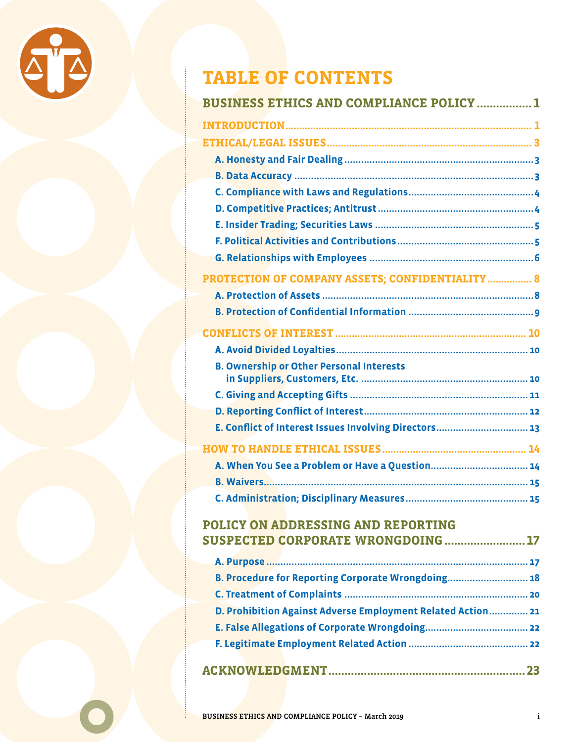# TABLE OF CONTENTS

## BUSINESS ETHICS AND COMPLIANCE POLICY ................ 1

**INTRODUCTION** ........................................................................................ 1

**ETHICAL/LEGAL ISSUES** ......................................................................... 3

- **A. Honesty and Fair Dealing** ........................................................................ 3
- **B. Data Accuracy** ........................................................................................ 3
- **C. Compliance with Laws and Regulations** ............................................ 4
- **D. Competitive Practices; Antitrust** ...................................................... 4
- **E. Insider Trading; Securities Laws** ...................................................... 5
- **F. Political Activities and Contributions** .............................................. 5
- **G. Relationships with Employees** .......................................................... 6

**PROTECTION OF COMPANY ASSETS; CONFIDENTIALITY** ............... 8

- **A. Protection of Assets** ........................................................................... 8
- **B. Protection of Confidential Information** ............................................ 9

**CONFLICTS OF INTEREST** .................................................................... 10

- **A. Avoid Divided Loyalties** .................................................................... 10
- **B. Ownership or Other Personal Interests in Suppliers, Customers, Etc.** ............................................................ 10
- **C. Giving and Accepting Gifts** ............................................................... 11
- **D. Reporting Conflict of Interest** .......................................................... 12
- **E. Conflict of Interest Issues Involving Directors** ................................ 13

**HOW TO HANDLE ETHICAL ISSUES** ...................................................... 14

- **A. When You See a Problem or Have a Question** ................................... 14
- **B. Waivers** ............................................................................................... 15
- **C. Administration; Disciplinary Measures** ............................................ 15

## POLICY ON ADDRESSING AND REPORTING SUSPECTED CORPORATE WRONGDOING ........................ 17

- **A. Purpose** ............................................................................................... 17
- **B. Procedure for Reporting Corporate Wrongdoing** ............................. 18
- **C. Treatment of Complaints** ................................................................... 20
- **D. Prohibition Against Adverse Employment Related Action** .............. 21
- **E. False Allegations of Corporate Wrongdoing** ..................................... 22
- **F. Legitimate Employment Related Action** ........................................... 22

## ACKNOWLEDGMENT ........................................................... 23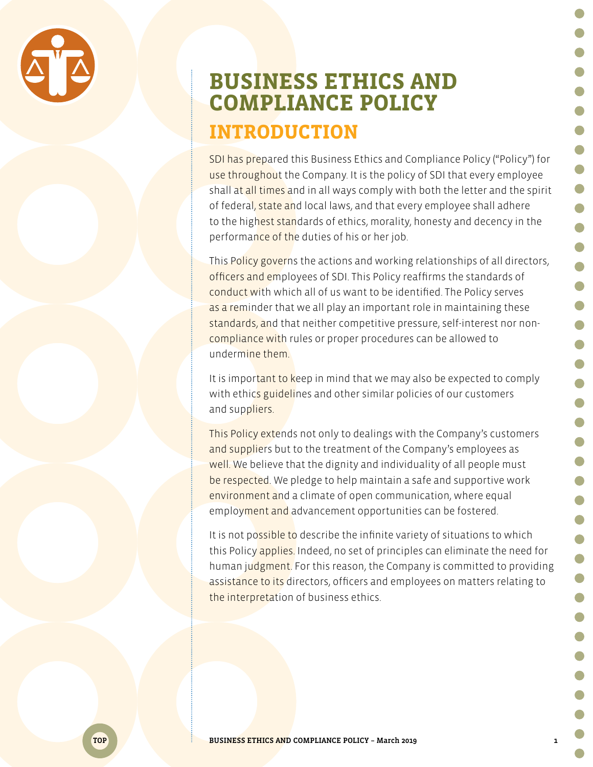# BUSINESS ETHICS AND COMPLIANCE POLICY

## INTRODUCTION

SDI has prepared this Business Ethics and Compliance Policy ("Policy") for use throughout the Company. It is the policy of SDI that every employee shall at all times and in all ways comply with both the letter and the spirit of federal, state and local laws, and that every employee shall adhere to the highest standards of ethics, morality, honesty and decency in the performance of the duties of his or her job.

This Policy governs the actions and working relationships of all directors, officers and employees of SDI. This Policy reaffirms the standards of conduct with which all of us want to be identified. The Policy serves as a reminder that we all play an important role in maintaining these standards, and that neither competitive pressure, self-interest nor non-compliance with rules or proper procedures can be allowed to undermine them.

It is important to keep in mind that we may also be expected to comply with ethics guidelines and other similar policies of our customers and suppliers.

This Policy extends not only to dealings with the Company's customers and suppliers but to the treatment of the Company's employees as well. We believe that the dignity and individuality of all people must be respected. We pledge to help maintain a safe and supportive work environment and a climate of open communication, where equal employment and advancement opportunities can be fostered.

It is not possible to describe the infinite variety of situations to which this Policy applies. Indeed, no set of principles can eliminate the need for human judgment. For this reason, the Company is committed to providing assistance to its directors, officers and employees on matters relating to the interpretation of business ethics.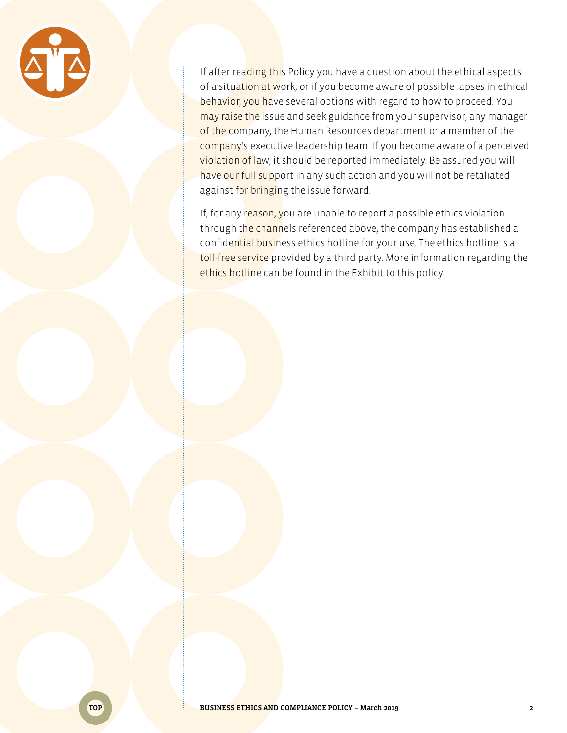If after reading this Policy you have a question about the ethical aspects of a situation at work, or if you become aware of possible lapses in ethical behavior, you have several options with regard to how to proceed. You may raise the issue and seek guidance from your supervisor, any manager of the company, the Human Resources department or a member of the company's executive leadership team. If you become aware of a perceived violation of law, it should be reported immediately. Be assured you will have our full support in any such action and you will not be retaliated against for bringing the issue forward.

If, for any reason, you are unable to report a possible ethics violation through the channels referenced above, the company has established a confidential business ethics hotline for your use. The ethics hotline is a toll-free service provided by a third party. More information regarding the ethics hotline can be found in the Exhibit to this policy.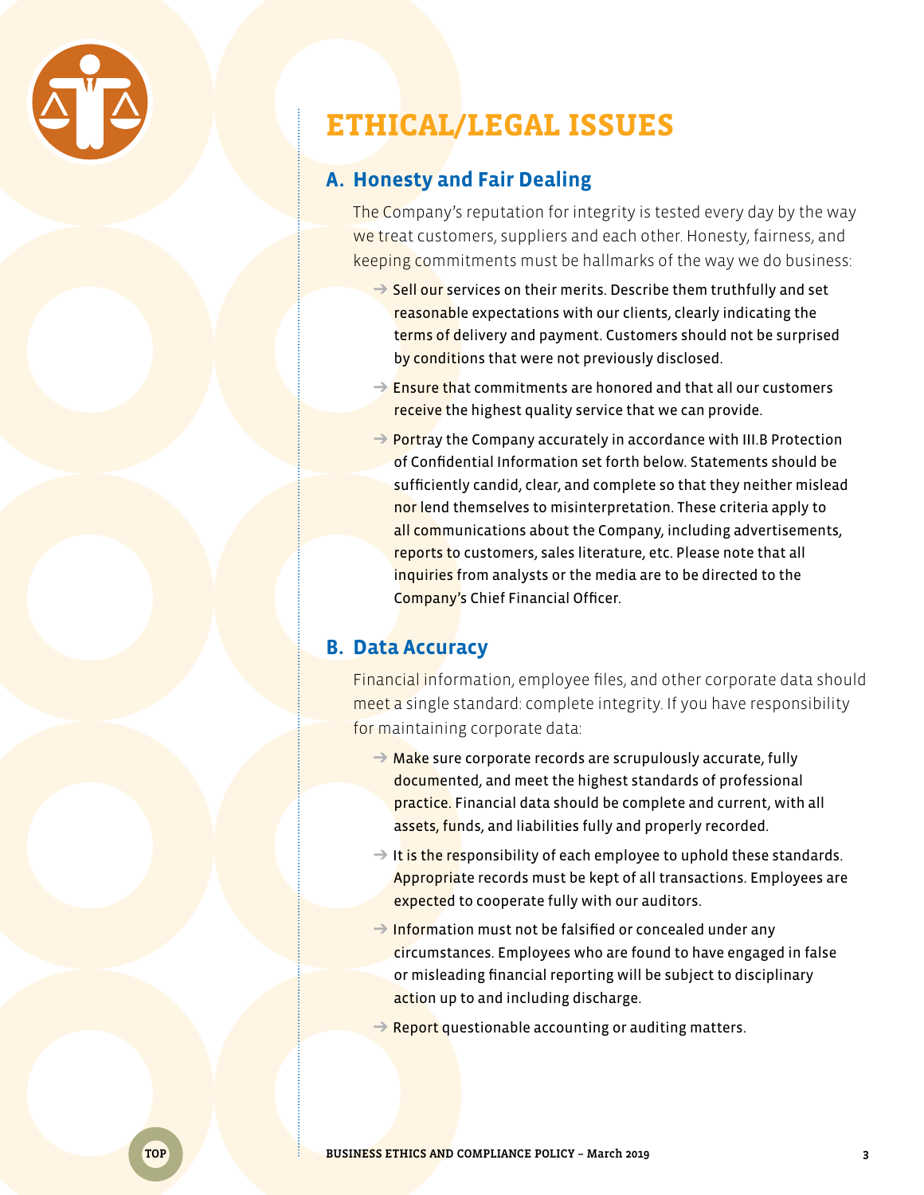# ETHICAL/LEGAL ISSUES

## A. Honesty and Fair Dealing

The Company's reputation for integrity is tested every day by the way we treat customers, suppliers and each other. Honesty, fairness, and keeping commitments must be hallmarks of the way we do business:

- Sell our services on their merits. Describe them truthfully and set reasonable expectations with our clients, clearly indicating the terms of delivery and payment. Customers should not be surprised by conditions that were not previously disclosed.
- Ensure that commitments are honored and that all our customers receive the highest quality service that we can provide.
- Portray the Company accurately in accordance with III.B Protection of Confidential Information set forth below. Statements should be sufficiently candid, clear, and complete so that they neither mislead nor lend themselves to misinterpretation. These criteria apply to all communications about the Company, including advertisements, reports to customers, sales literature, etc. Please note that all inquiries from analysts or the media are to be directed to the Company's Chief Financial Officer.

## B. Data Accuracy

Financial information, employee files, and other corporate data should meet a single standard: complete integrity. If you have responsibility for maintaining corporate data:

- Make sure corporate records are scrupulously accurate, fully documented, and meet the highest standards of professional practice. Financial data should be complete and current, with all assets, funds, and liabilities fully and properly recorded.
- It is the responsibility of each employee to uphold these standards. Appropriate records must be kept of all transactions. Employees are expected to cooperate fully with our auditors.
- Information must not be falsified or concealed under any circumstances. Employees who are found to have engaged in false or misleading financial reporting will be subject to disciplinary action up to and including discharge.
- Report questionable accounting or auditing matters.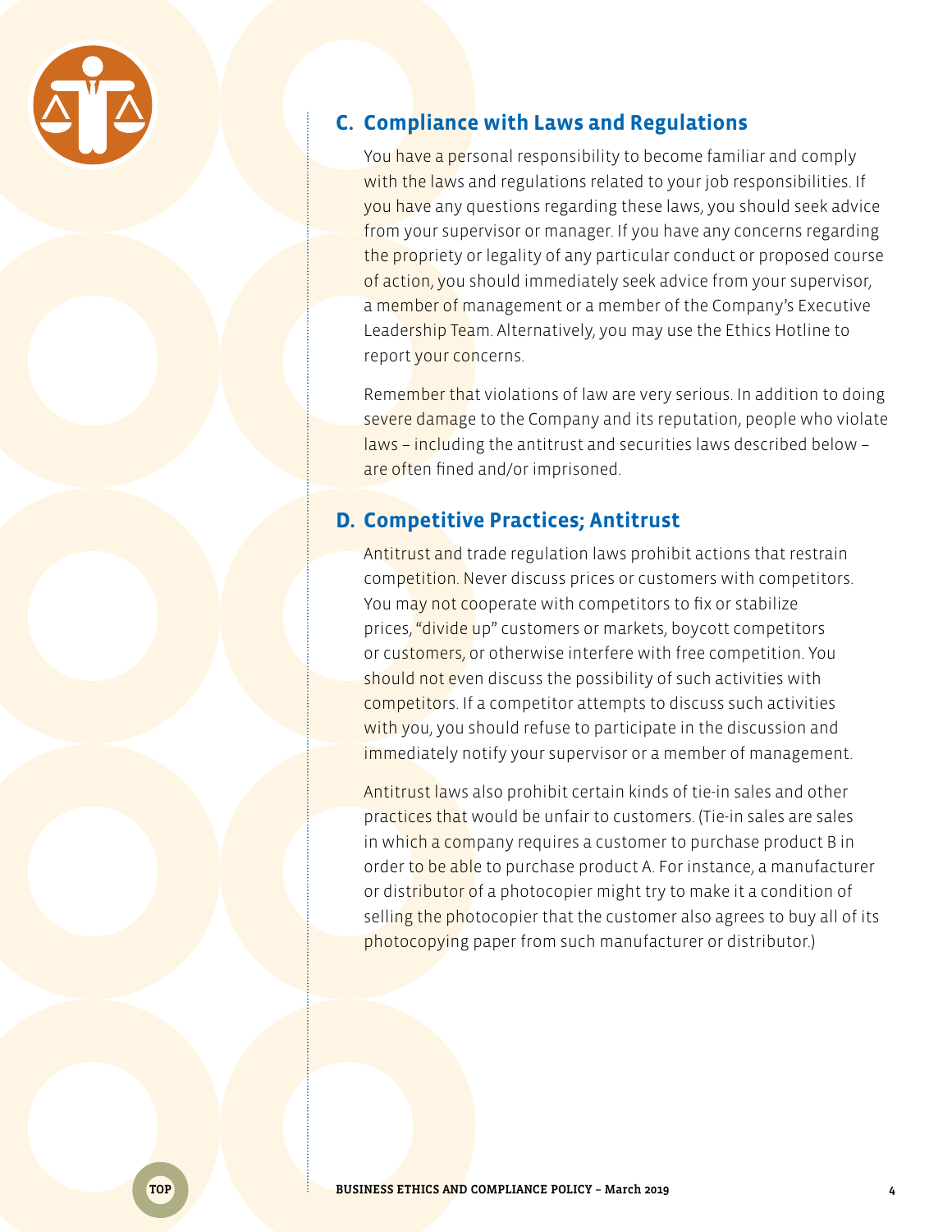## C. Compliance with Laws and Regulations

You have a personal responsibility to become familiar and comply with the laws and regulations related to your job responsibilities. If you have any questions regarding these laws, you should seek advice from your supervisor or manager. If you have any concerns regarding the propriety or legality of any particular conduct or proposed course of action, you should immediately seek advice from your supervisor, a member of management or a member of the Company's Executive Leadership Team. Alternatively, you may use the Ethics Hotline to report your concerns.

Remember that violations of law are very serious. In addition to doing severe damage to the Company and its reputation, people who violate laws – including the antitrust and securities laws described below – are often fined and/or imprisoned.

## D. Competitive Practices; Antitrust

Antitrust and trade regulation laws prohibit actions that restrain competition. Never discuss prices or customers with competitors. You may not cooperate with competitors to fix or stabilize prices, "divide up" customers or markets, boycott competitors or customers, or otherwise interfere with free competition. You should not even discuss the possibility of such activities with competitors. If a competitor attempts to discuss such activities with you, you should refuse to participate in the discussion and immediately notify your supervisor or a member of management.

Antitrust laws also prohibit certain kinds of tie-in sales and other practices that would be unfair to customers. (Tie-in sales are sales in which a company requires a customer to purchase product B in order to be able to purchase product A. For instance, a manufacturer or distributor of a photocopier might try to make it a condition of selling the photocopier that the customer also agrees to buy all of its photocopying paper from such manufacturer or distributor.)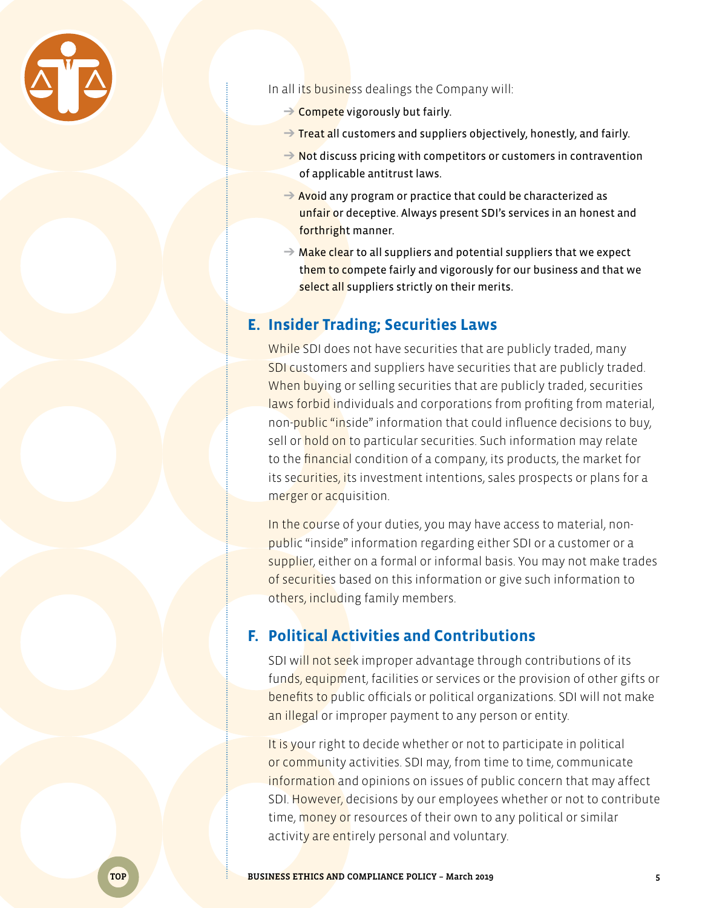In all its business dealings the Company will:

- Compete vigorously but fairly.
- Treat all customers and suppliers objectively, honestly, and fairly.
- Not discuss pricing with competitors or customers in contravention of applicable antitrust laws.
- Avoid any program or practice that could be characterized as unfair or deceptive. Always present SDI's services in an honest and forthright manner.
- Make clear to all suppliers and potential suppliers that we expect them to compete fairly and vigorously for our business and that we select all suppliers strictly on their merits.

## E. Insider Trading; Securities Laws

While SDI does not have securities that are publicly traded, many SDI customers and suppliers have securities that are publicly traded. When buying or selling securities that are publicly traded, securities laws forbid individuals and corporations from profiting from material, non-public "inside" information that could influence decisions to buy, sell or hold on to particular securities. Such information may relate to the financial condition of a company, its products, the market for its securities, its investment intentions, sales prospects or plans for a merger or acquisition.

In the course of your duties, you may have access to material, non-public "inside" information regarding either SDI or a customer or a supplier, either on a formal or informal basis. You may not make trades of securities based on this information or give such information to others, including family members.

## F. Political Activities and Contributions

SDI will not seek improper advantage through contributions of its funds, equipment, facilities or services or the provision of other gifts or benefits to public officials or political organizations. SDI will not make an illegal or improper payment to any person or entity.

It is your right to decide whether or not to participate in political or community activities. SDI may, from time to time, communicate information and opinions on issues of public concern that may affect SDI. However, decisions by our employees whether or not to contribute time, money or resources of their own to any political or similar activity are entirely personal and voluntary.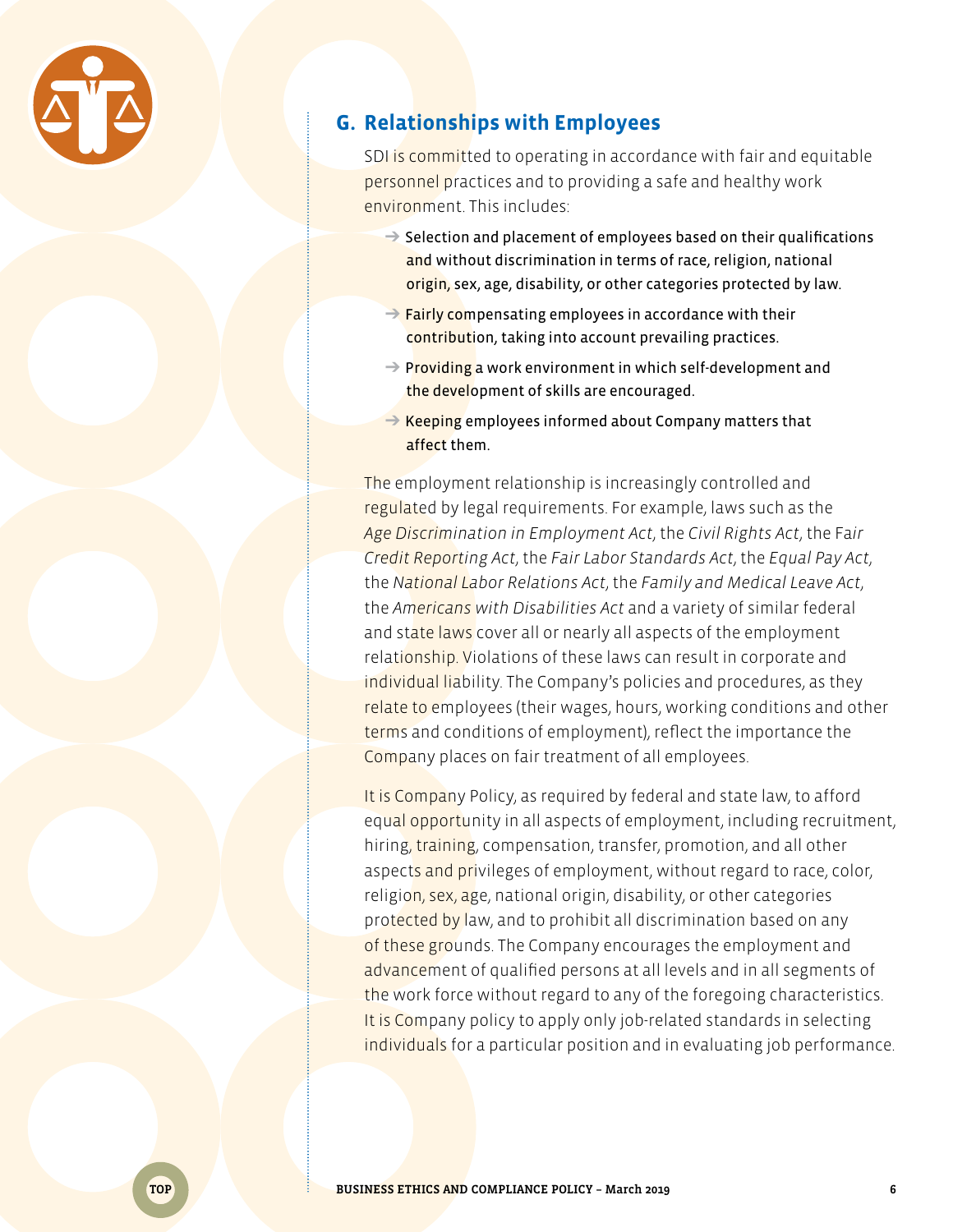## G. Relationships with Employees

SDI is committed to operating in accordance with fair and equitable personnel practices and to providing a safe and healthy work environment. This includes:

- Selection and placement of employees based on their qualifications and without discrimination in terms of race, religion, national origin, sex, age, disability, or other categories protected by law.
- Fairly compensating employees in accordance with their contribution, taking into account prevailing practices.
- Providing a work environment in which self-development and the development of skills are encouraged.
- Keeping employees informed about Company matters that affect them.

The employment relationship is increasingly controlled and regulated by legal requirements. For example, laws such as the *Age Discrimination in Employment Act*, the *Civil Rights Act*, the *Fair Credit Reporting Act*, the *Fair Labor Standards Act*, the *Equal Pay Act*, the *National Labor Relations Act*, the *Family and Medical Leave Act*, the *Americans with Disabilities Act* and a variety of similar federal and state laws cover all or nearly all aspects of the employment relationship. Violations of these laws can result in corporate and individual liability. The Company's policies and procedures, as they relate to employees (their wages, hours, working conditions and other terms and conditions of employment), reflect the importance the Company places on fair treatment of all employees.

It is Company Policy, as required by federal and state law, to afford equal opportunity in all aspects of employment, including recruitment, hiring, training, compensation, transfer, promotion, and all other aspects and privileges of employment, without regard to race, color, religion, sex, age, national origin, disability, or other categories protected by law, and to prohibit all discrimination based on any of these grounds. The Company encourages the employment and advancement of qualified persons at all levels and in all segments of the work force without regard to any of the foregoing characteristics. It is Company policy to apply only job-related standards in selecting individuals for a particular position and in evaluating job performance.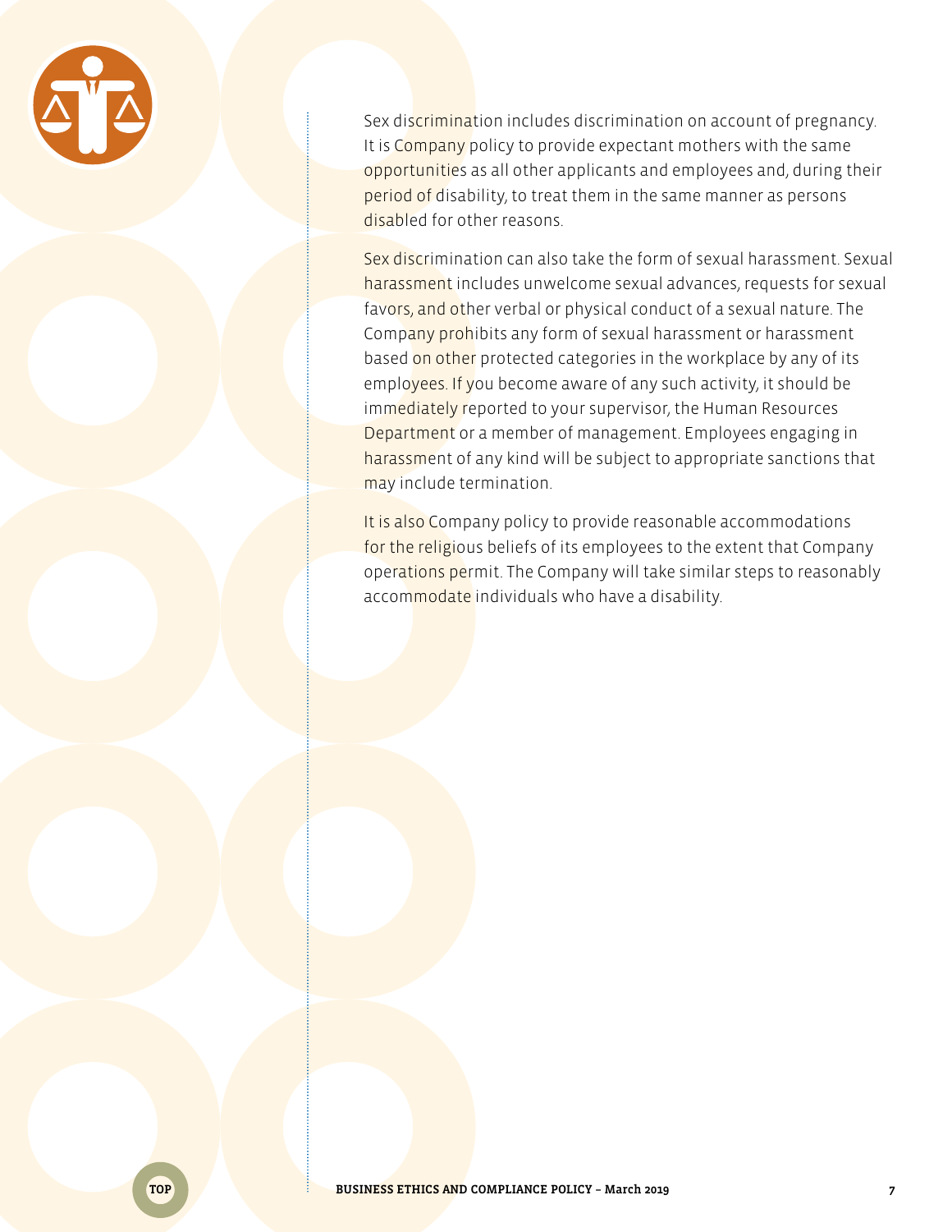Sex discrimination includes discrimination on account of pregnancy. It is Company policy to provide expectant mothers with the same opportunities as all other applicants and employees and, during their period of disability, to treat them in the same manner as persons disabled for other reasons.

Sex discrimination can also take the form of sexual harassment. Sexual harassment includes unwelcome sexual advances, requests for sexual favors, and other verbal or physical conduct of a sexual nature. The Company prohibits any form of sexual harassment or harassment based on other protected categories in the workplace by any of its employees. If you become aware of any such activity, it should be immediately reported to your supervisor, the Human Resources Department or a member of management. Employees engaging in harassment of any kind will be subject to appropriate sanctions that may include termination.

It is also Company policy to provide reasonable accommodations for the religious beliefs of its employees to the extent that Company operations permit. The Company will take similar steps to reasonably accommodate individuals who have a disability.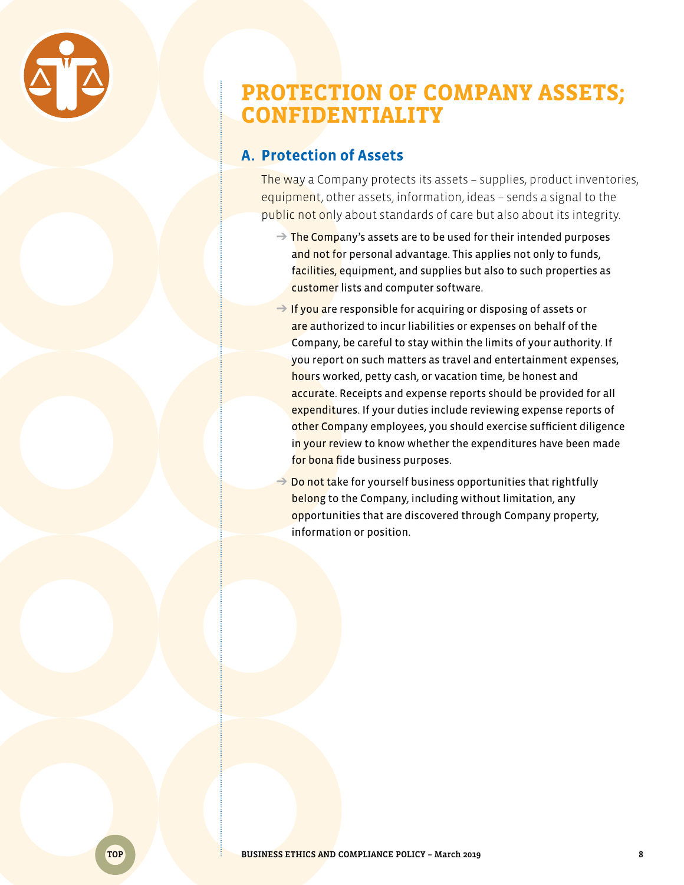# PROTECTION OF COMPANY ASSETS; CONFIDENTIALITY

## A. Protection of Assets

The way a Company protects its assets – supplies, product inventories, equipment, other assets, information, ideas – sends a signal to the public not only about standards of care but also about its integrity.

- The Company's assets are to be used for their intended purposes and not for personal advantage. This applies not only to funds, facilities, equipment, and supplies but also to such properties as customer lists and computer software.
- If you are responsible for acquiring or disposing of assets or are authorized to incur liabilities or expenses on behalf of the Company, be careful to stay within the limits of your authority. If you report on such matters as travel and entertainment expenses, hours worked, petty cash, or vacation time, be honest and accurate. Receipts and expense reports should be provided for all expenditures. If your duties include reviewing expense reports of other Company employees, you should exercise sufficient diligence in your review to know whether the expenditures have been made for bona fide business purposes.
- Do not take for yourself business opportunities that rightfully belong to the Company, including without limitation, any opportunities that are discovered through Company property, information or position.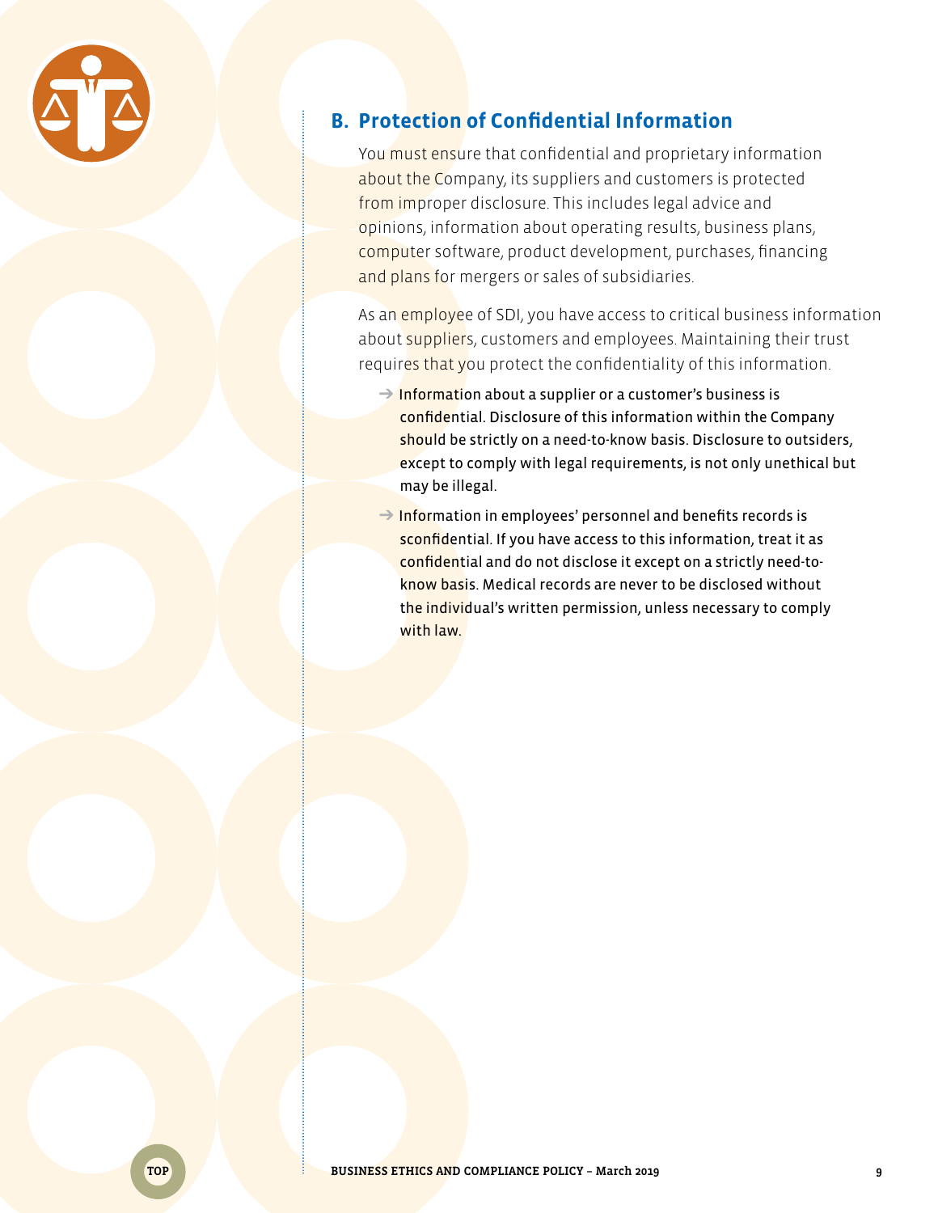## B. Protection of Confidential Information

You must ensure that confidential and proprietary information about the Company, its suppliers and customers is protected from improper disclosure. This includes legal advice and opinions, information about operating results, business plans, computer software, product development, purchases, financing and plans for mergers or sales of subsidiaries.

As an employee of SDI, you have access to critical business information about suppliers, customers and employees. Maintaining their trust requires that you protect the confidentiality of this information.

- Information about a supplier or a customer's business is confidential. Disclosure of this information within the Company should be strictly on a need-to-know basis. Disclosure to outsiders, except to comply with legal requirements, is not only unethical but may be illegal.
- Information in employees' personnel and benefits records is sconfidential. If you have access to this information, treat it as confidential and do not disclose it except on a strictly need-to-know basis. Medical records are never to be disclosed without the individual's written permission, unless necessary to comply with law.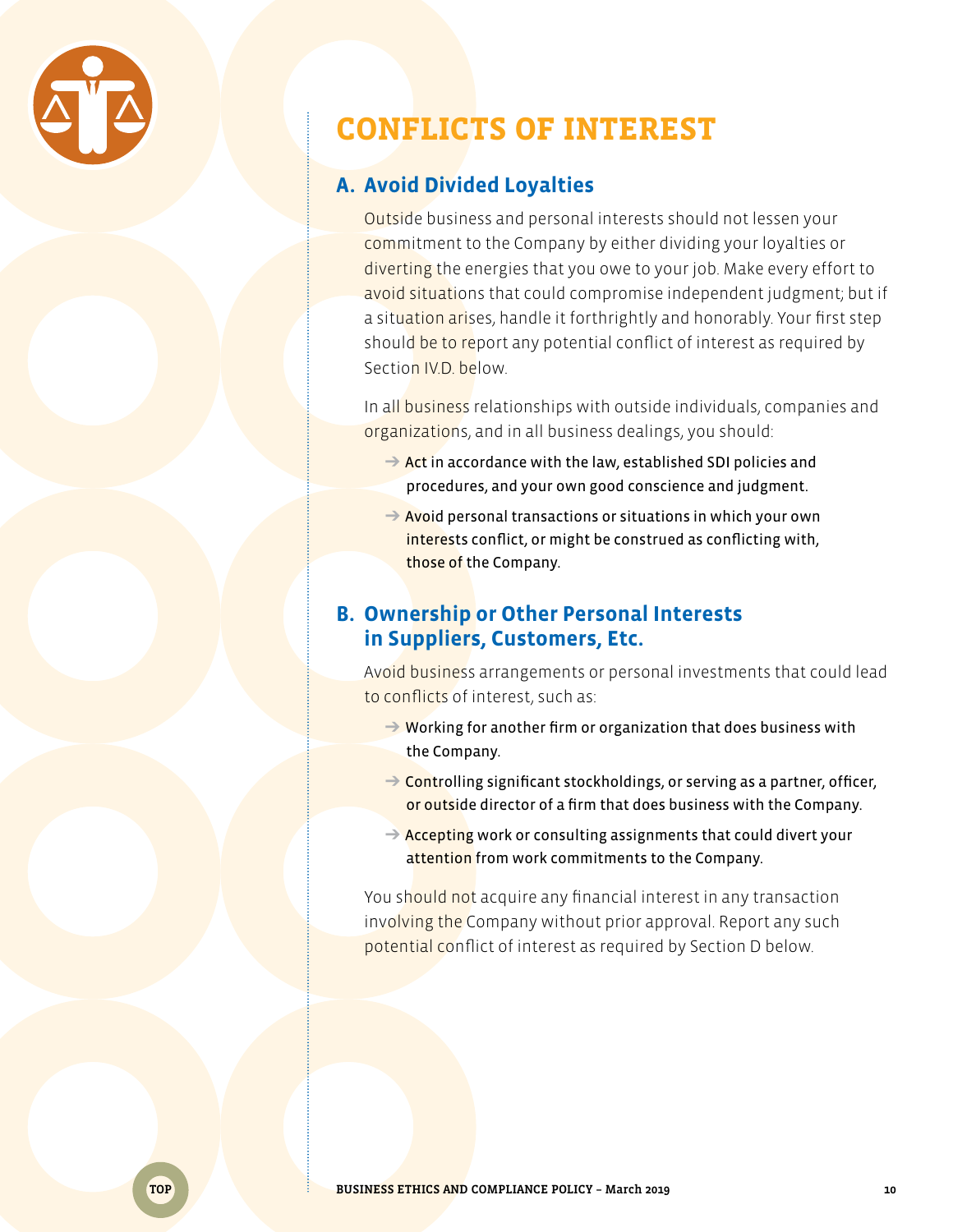# CONFLICTS OF INTEREST

## A. Avoid Divided Loyalties

Outside business and personal interests should not lessen your commitment to the Company by either dividing your loyalties or diverting the energies that you owe to your job. Make every effort to avoid situations that could compromise independent judgment; but if a situation arises, handle it forthrightly and honorably. Your first step should be to report any potential conflict of interest as required by Section IV.D. below.

In all business relationships with outside individuals, companies and organizations, and in all business dealings, you should:

- Act in accordance with the law, established SDI policies and procedures, and your own good conscience and judgment.
- Avoid personal transactions or situations in which your own interests conflict, or might be construed as conflicting with, those of the Company.

## B. Ownership or Other Personal Interests in Suppliers, Customers, Etc.

Avoid business arrangements or personal investments that could lead to conflicts of interest, such as:

- Working for another firm or organization that does business with the Company.
- Controlling significant stockholdings, or serving as a partner, officer, or outside director of a firm that does business with the Company.
- Accepting work or consulting assignments that could divert your attention from work commitments to the Company.

You should not acquire any financial interest in any transaction involving the Company without prior approval. Report any such potential conflict of interest as required by Section D below.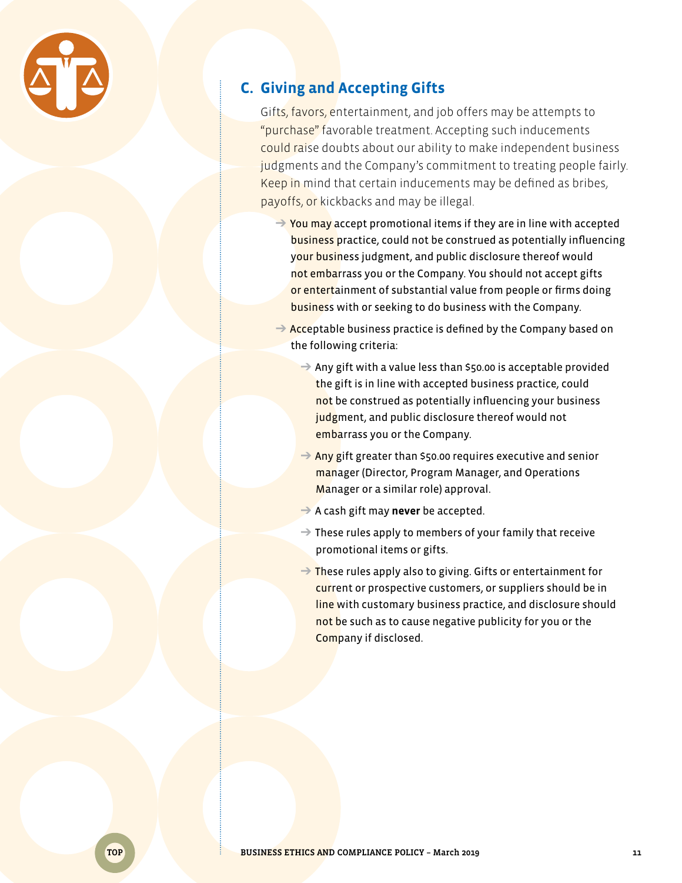## C. Giving and Accepting Gifts

Gifts, favors, entertainment, and job offers may be attempts to "purchase" favorable treatment. Accepting such inducements could raise doubts about our ability to make independent business judgments and the Company's commitment to treating people fairly. Keep in mind that certain inducements may be defined as bribes, payoffs, or kickbacks and may be illegal.

- You may accept promotional items if they are in line with accepted business practice, could not be construed as potentially influencing your business judgment, and public disclosure thereof would not embarrass you or the Company. You should not accept gifts or entertainment of substantial value from people or firms doing business with or seeking to do business with the Company.
- Acceptable business practice is defined by the Company based on the following criteria:
  - Any gift with a value less than $50.00 is acceptable provided the gift is in line with accepted business practice, could not be construed as potentially influencing your business judgment, and public disclosure thereof would not embarrass you or the Company.
  - Any gift greater than $50.00 requires executive and senior manager (Director, Program Manager, and Operations Manager or a similar role) approval.
  - A cash gift may **never** be accepted.
  - These rules apply to members of your family that receive promotional items or gifts.
  - These rules apply also to giving. Gifts or entertainment for current or prospective customers, or suppliers should be in line with customary business practice, and disclosure should not be such as to cause negative publicity for you or the Company if disclosed.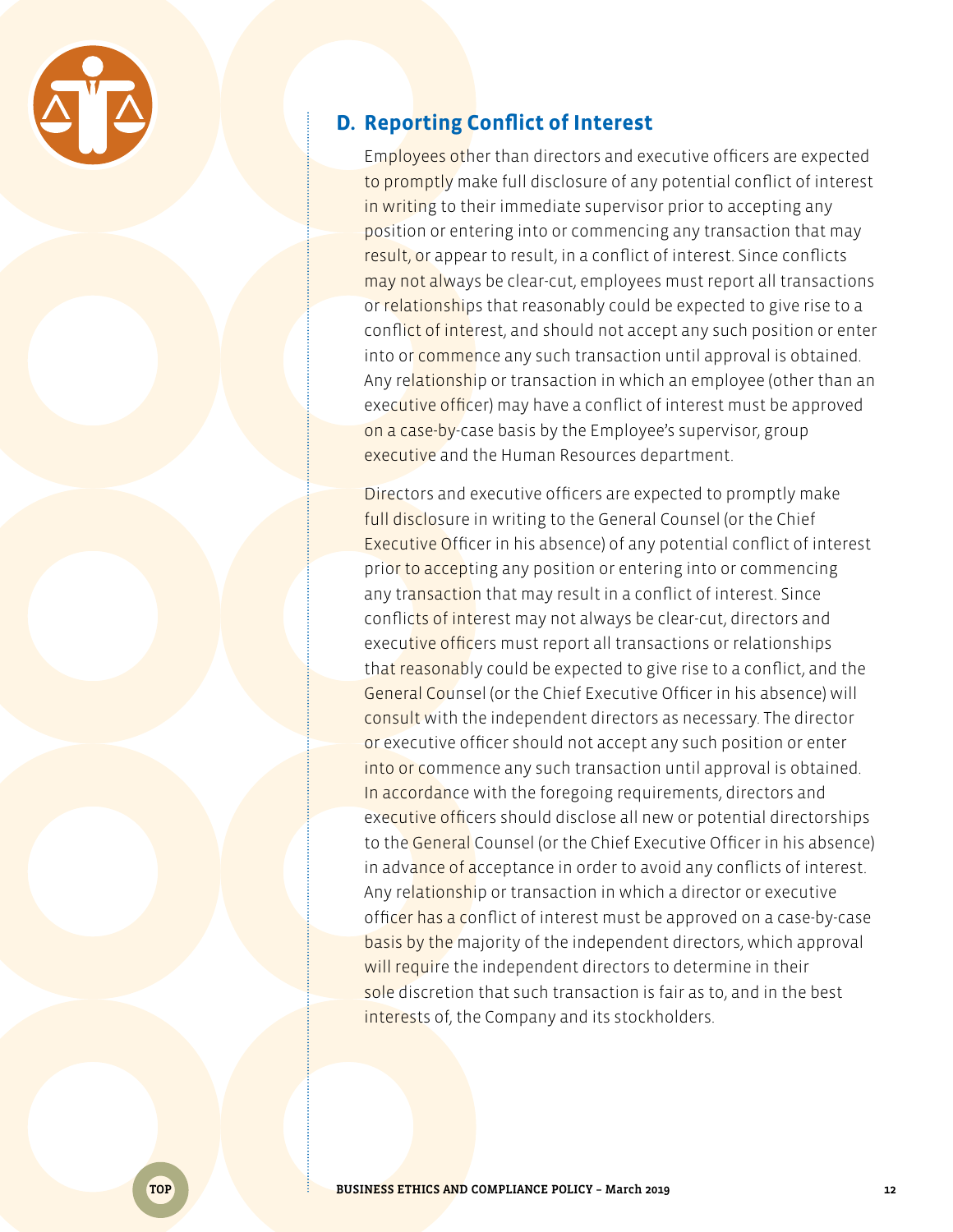## D. Reporting Conflict of Interest

Employees other than directors and executive officers are expected to promptly make full disclosure of any potential conflict of interest in writing to their immediate supervisor prior to accepting any position or entering into or commencing any transaction that may result, or appear to result, in a conflict of interest. Since conflicts may not always be clear-cut, employees must report all transactions or relationships that reasonably could be expected to give rise to a conflict of interest, and should not accept any such position or enter into or commence any such transaction until approval is obtained. Any relationship or transaction in which an employee (other than an executive officer) may have a conflict of interest must be approved on a case-by-case basis by the Employee's supervisor, group executive and the Human Resources department.

Directors and executive officers are expected to promptly make full disclosure in writing to the General Counsel (or the Chief Executive Officer in his absence) of any potential conflict of interest prior to accepting any position or entering into or commencing any transaction that may result in a conflict of interest. Since conflicts of interest may not always be clear-cut, directors and executive officers must report all transactions or relationships that reasonably could be expected to give rise to a conflict, and the General Counsel (or the Chief Executive Officer in his absence) will consult with the independent directors as necessary. The director or executive officer should not accept any such position or enter into or commence any such transaction until approval is obtained. In accordance with the foregoing requirements, directors and executive officers should disclose all new or potential directorships to the General Counsel (or the Chief Executive Officer in his absence) in advance of acceptance in order to avoid any conflicts of interest. Any relationship or transaction in which a director or executive officer has a conflict of interest must be approved on a case-by-case basis by the majority of the independent directors, which approval will require the independent directors to determine in their sole discretion that such transaction is fair as to, and in the best interests of, the Company and its stockholders.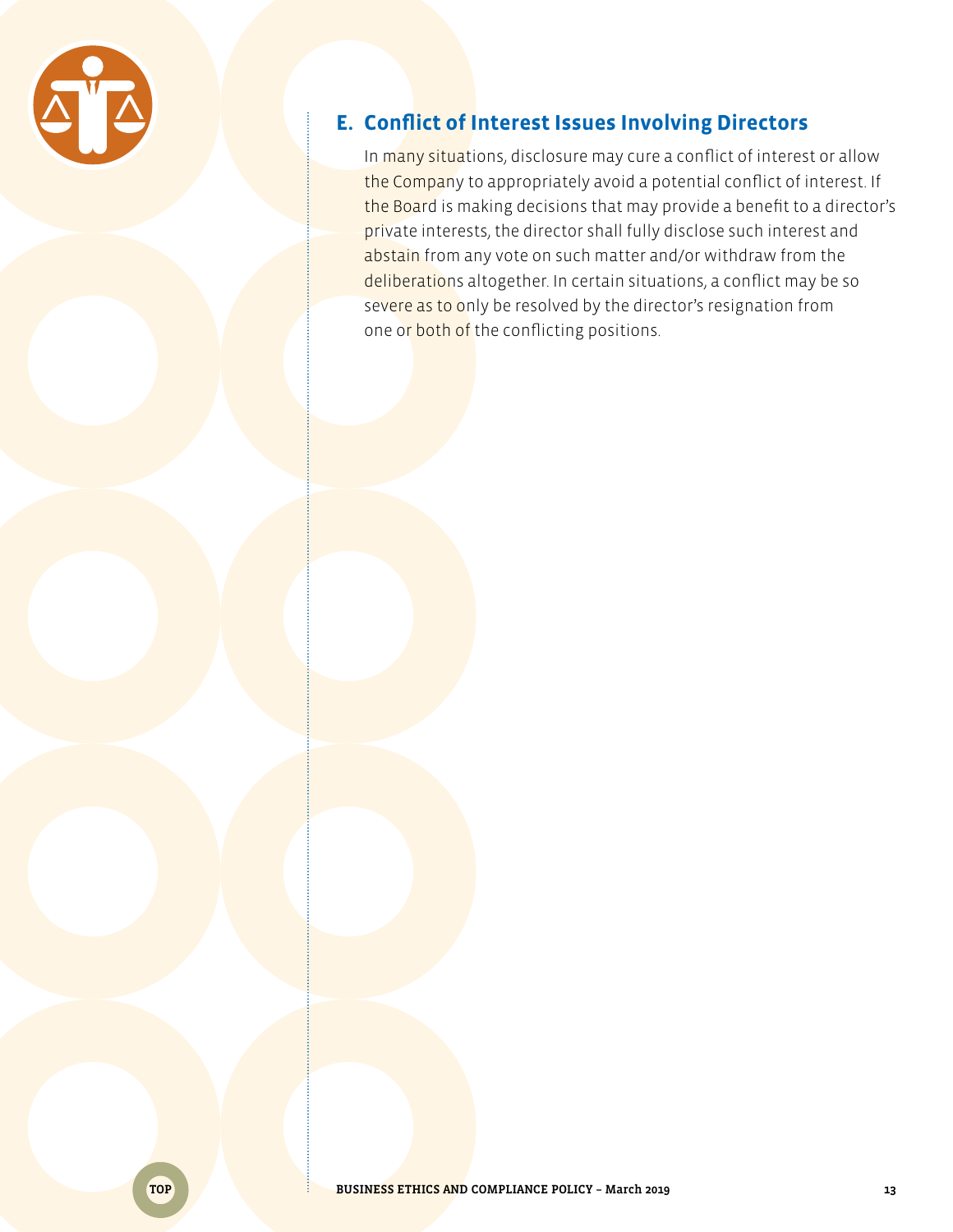## E. Conflict of Interest Issues Involving Directors

In many situations, disclosure may cure a conflict of interest or allow the Company to appropriately avoid a potential conflict of interest. If the Board is making decisions that may provide a benefit to a director's private interests, the director shall fully disclose such interest and abstain from any vote on such matter and/or withdraw from the deliberations altogether. In certain situations, a conflict may be so severe as to only be resolved by the director's resignation from one or both of the conflicting positions.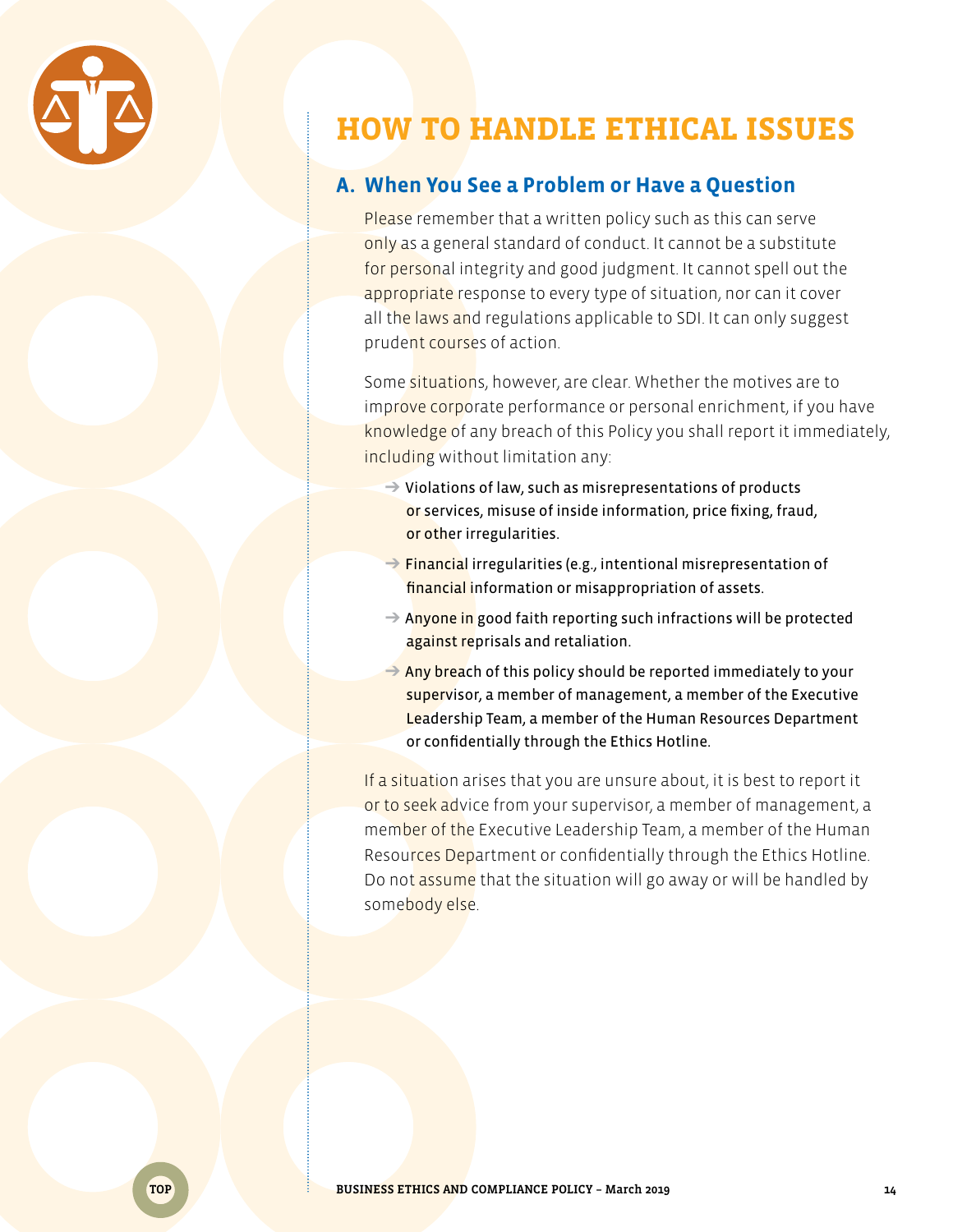# HOW TO HANDLE ETHICAL ISSUES

## A. When You See a Problem or Have a Question

Please remember that a written policy such as this can serve only as a general standard of conduct. It cannot be a substitute for personal integrity and good judgment. It cannot spell out the appropriate response to every type of situation, nor can it cover all the laws and regulations applicable to SDI. It can only suggest prudent courses of action.

Some situations, however, are clear. Whether the motives are to improve corporate performance or personal enrichment, if you have knowledge of any breach of this Policy you shall report it immediately, including without limitation any:

- Violations of law, such as misrepresentations of products or services, misuse of inside information, price fixing, fraud, or other irregularities.
- Financial irregularities (e.g., intentional misrepresentation of financial information or misappropriation of assets.
- Anyone in good faith reporting such infractions will be protected against reprisals and retaliation.
- Any breach of this policy should be reported immediately to your supervisor, a member of management, a member of the Executive Leadership Team, a member of the Human Resources Department or confidentially through the Ethics Hotline.

If a situation arises that you are unsure about, it is best to report it or to seek advice from your supervisor, a member of management, a member of the Executive Leadership Team, a member of the Human Resources Department or confidentially through the Ethics Hotline. Do not assume that the situation will go away or will be handled by somebody else.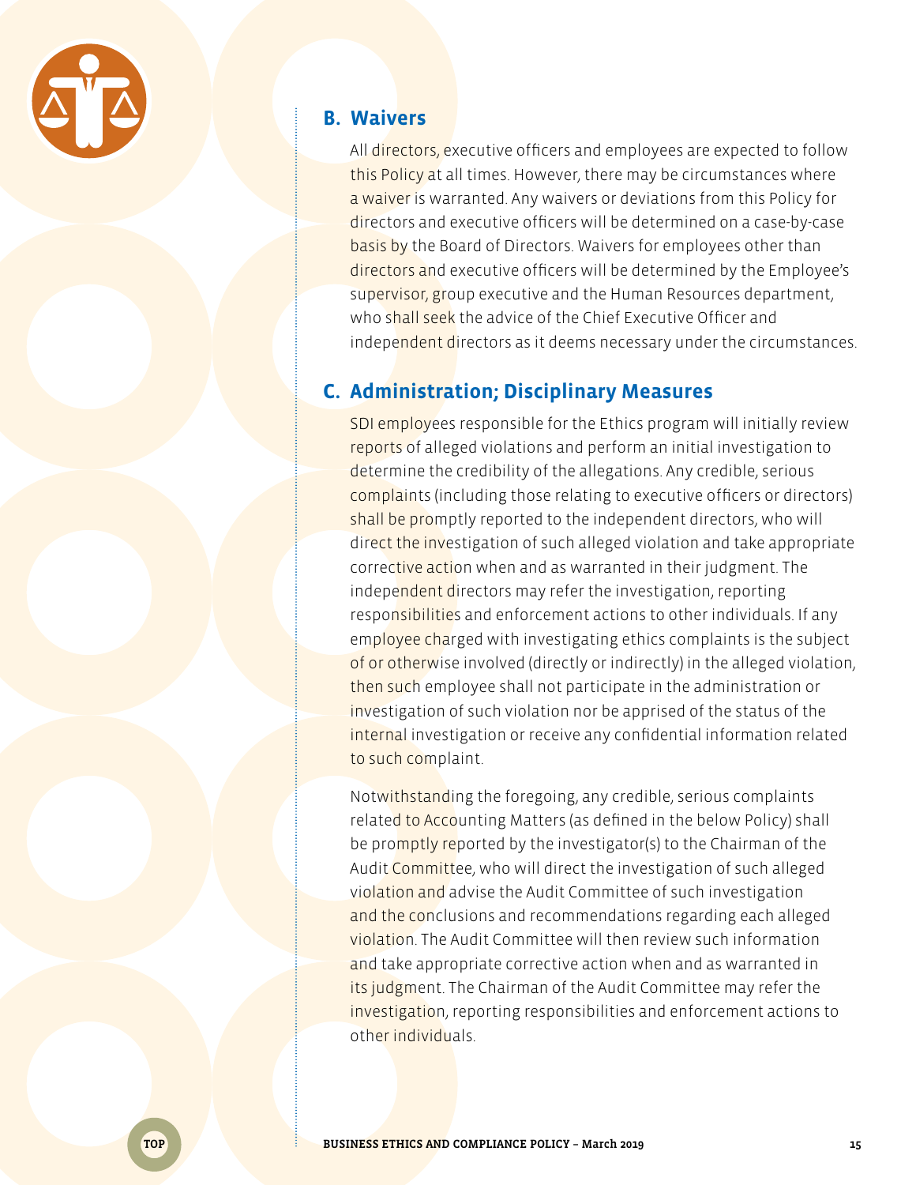## B. Waivers

All directors, executive officers and employees are expected to follow this Policy at all times. However, there may be circumstances where a waiver is warranted. Any waivers or deviations from this Policy for directors and executive officers will be determined on a case-by-case basis by the Board of Directors. Waivers for employees other than directors and executive officers will be determined by the Employee's supervisor, group executive and the Human Resources department, who shall seek the advice of the Chief Executive Officer and independent directors as it deems necessary under the circumstances.

## C. Administration; Disciplinary Measures

SDI employees responsible for the Ethics program will initially review reports of alleged violations and perform an initial investigation to determine the credibility of the allegations. Any credible, serious complaints (including those relating to executive officers or directors) shall be promptly reported to the independent directors, who will direct the investigation of such alleged violation and take appropriate corrective action when and as warranted in their judgment. The independent directors may refer the investigation, reporting responsibilities and enforcement actions to other individuals. If any employee charged with investigating ethics complaints is the subject of or otherwise involved (directly or indirectly) in the alleged violation, then such employee shall not participate in the administration or investigation of such violation nor be apprised of the status of the internal investigation or receive any confidential information related to such complaint.

Notwithstanding the foregoing, any credible, serious complaints related to Accounting Matters (as defined in the below Policy) shall be promptly reported by the investigator(s) to the Chairman of the Audit Committee, who will direct the investigation of such alleged violation and advise the Audit Committee of such investigation and the conclusions and recommendations regarding each alleged violation. The Audit Committee will then review such information and take appropriate corrective action when and as warranted in its judgment. The Chairman of the Audit Committee may refer the investigation, reporting responsibilities and enforcement actions to other individuals.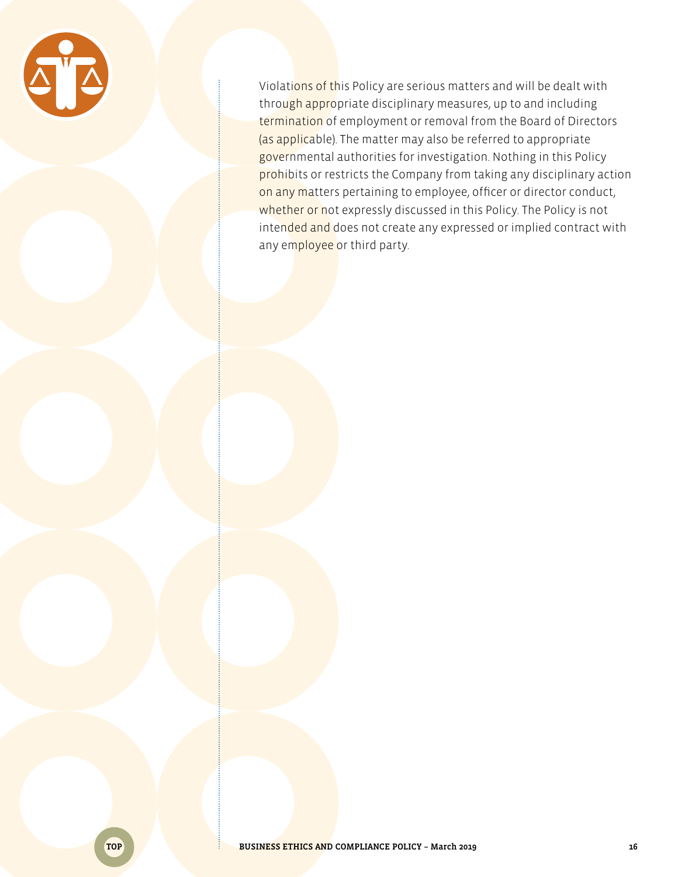Violations of this Policy are serious matters and will be dealt with through appropriate disciplinary measures, up to and including termination of employment or removal from the Board of Directors (as applicable). The matter may also be referred to appropriate governmental authorities for investigation. Nothing in this Policy prohibits or restricts the Company from taking any disciplinary action on any matters pertaining to employee, officer or director conduct, whether or not expressly discussed in this Policy. The Policy is not intended and does not create any expressed or implied contract with any employee or third party.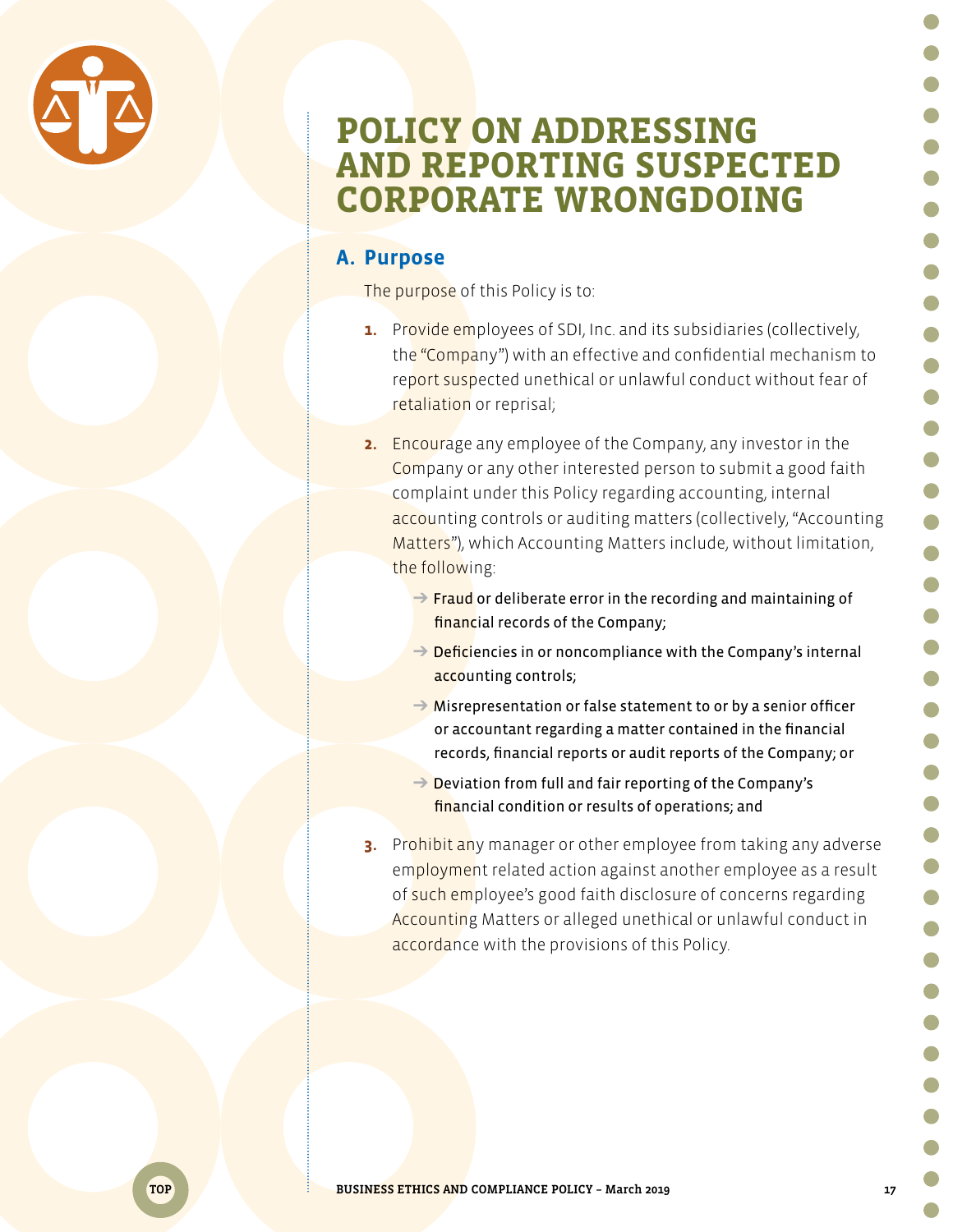# POLICY ON ADDRESSING AND REPORTING SUSPECTED CORPORATE WRONGDOING

## A. Purpose

The purpose of this Policy is to:

1. Provide employees of SDI, Inc. and its subsidiaries (collectively, the "Company") with an effective and confidential mechanism to report suspected unethical or unlawful conduct without fear of retaliation or reprisal;

2. Encourage any employee of the Company, any investor in the Company or any other interested person to submit a good faith complaint under this Policy regarding accounting, internal accounting controls or auditing matters (collectively, "Accounting Matters"), which Accounting Matters include, without limitation, the following:
   - Fraud or deliberate error in the recording and maintaining of financial records of the Company;
   - Deficiencies in or noncompliance with the Company's internal accounting controls;
   - Misrepresentation or false statement to or by a senior officer or accountant regarding a matter contained in the financial records, financial reports or audit reports of the Company; or
   - Deviation from full and fair reporting of the Company's financial condition or results of operations; and

3. Prohibit any manager or other employee from taking any adverse employment related action against another employee as a result of such employee's good faith disclosure of concerns regarding Accounting Matters or alleged unethical or unlawful conduct in accordance with the provisions of this Policy.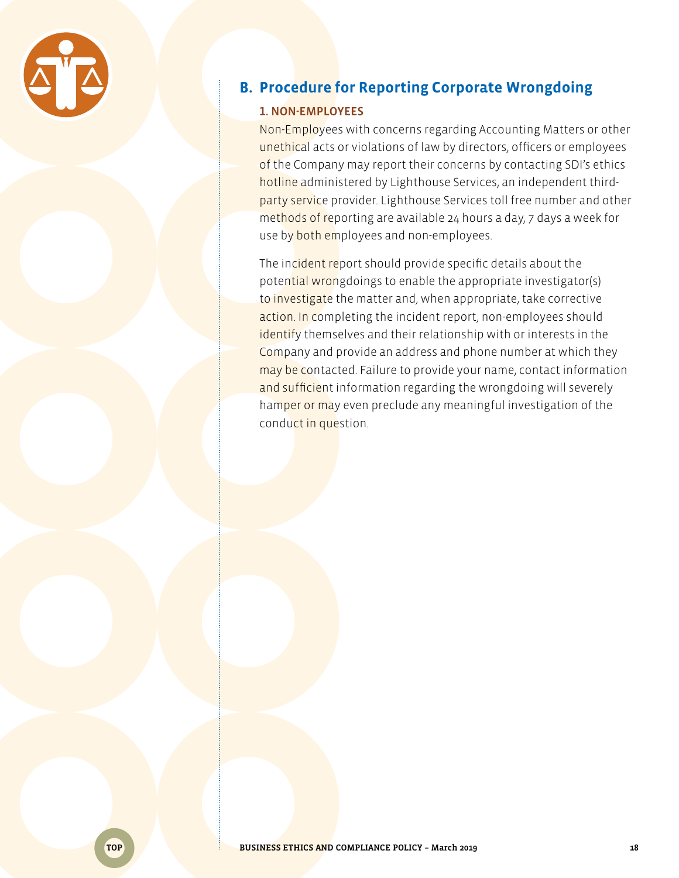## B. Procedure for Reporting Corporate Wrongdoing

### 1. NON-EMPLOYEES

Non-Employees with concerns regarding Accounting Matters or other unethical acts or violations of law by directors, officers or employees of the Company may report their concerns by contacting SDI's ethics hotline administered by Lighthouse Services, an independent third-party service provider. Lighthouse Services toll free number and other methods of reporting are available 24 hours a day, 7 days a week for use by both employees and non-employees.

The incident report should provide specific details about the potential wrongdoings to enable the appropriate investigator(s) to investigate the matter and, when appropriate, take corrective action. In completing the incident report, non-employees should identify themselves and their relationship with or interests in the Company and provide an address and phone number at which they may be contacted. Failure to provide your name, contact information and sufficient information regarding the wrongdoing will severely hamper or may even preclude any meaningful investigation of the conduct in question.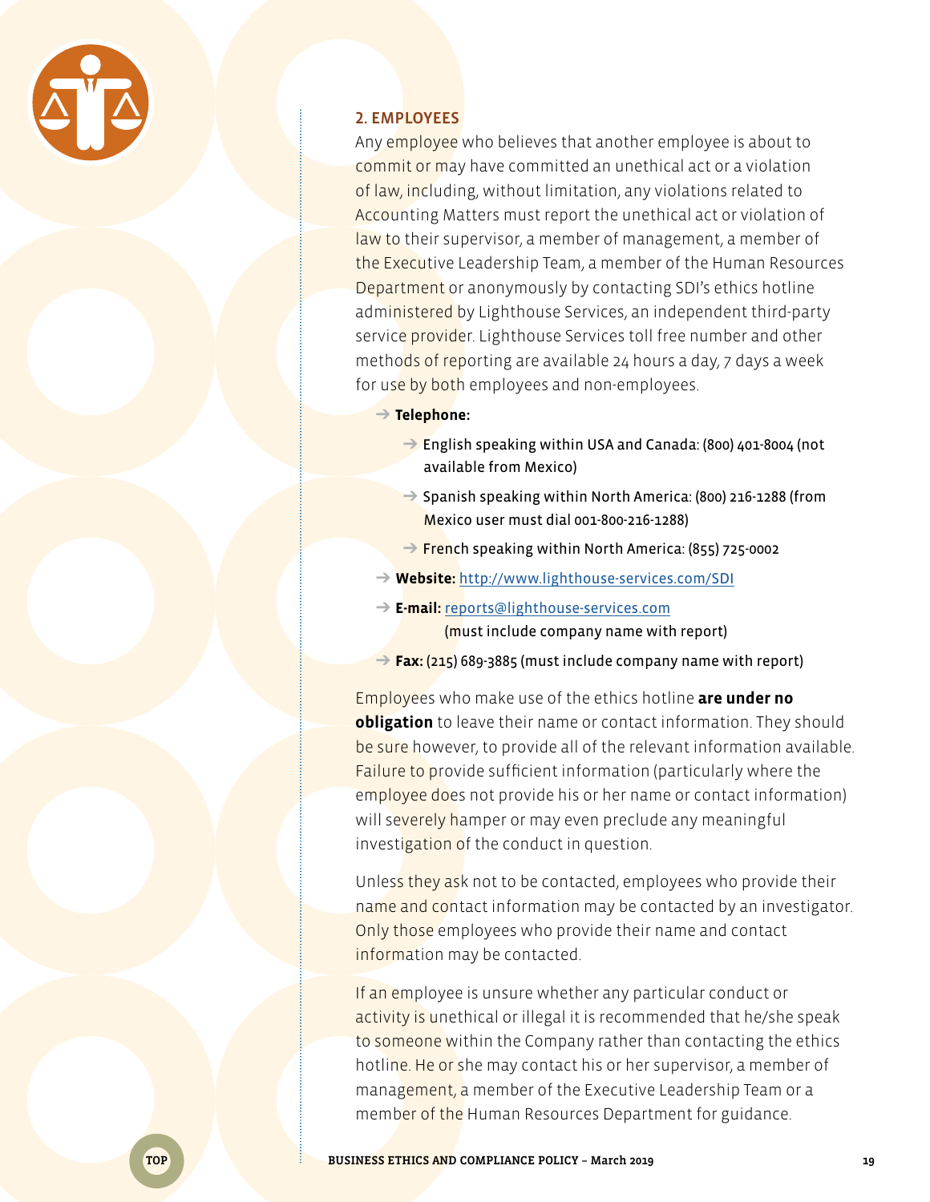## 2. EMPLOYEES

Any employee who believes that another employee is about to commit or may have committed an unethical act or a violation of law, including, without limitation, any violations related to Accounting Matters must report the unethical act or violation of law to their supervisor, a member of management, a member of the Executive Leadership Team, a member of the Human Resources Department or anonymously by contacting SDI's ethics hotline administered by Lighthouse Services, an independent third-party service provider. Lighthouse Services toll free number and other methods of reporting are available 24 hours a day, 7 days a week for use by both employees and non-employees.

- **Telephone:**
  - English speaking within USA and Canada: (800) 401-8004 (not available from Mexico)
  - Spanish speaking within North America: (800) 216-1288 (from Mexico user must dial 001-800-216-1288)
  - French speaking within North America: (855) 725-0002
- **Website:** http://www.lighthouse-services.com/SDI
- **E-mail:** reports@lighthouse-services.com (must include company name with report)
- **Fax:** (215) 689-3885 (must include company name with report)

Employees who make use of the ethics hotline **are under no obligation** to leave their name or contact information. They should be sure however, to provide all of the relevant information available. Failure to provide sufficient information (particularly where the employee does not provide his or her name or contact information) will severely hamper or may even preclude any meaningful investigation of the conduct in question.

Unless they ask not to be contacted, employees who provide their name and contact information may be contacted by an investigator. Only those employees who provide their name and contact information may be contacted.

If an employee is unsure whether any particular conduct or activity is unethical or illegal it is recommended that he/she speak to someone within the Company rather than contacting the ethics hotline. He or she may contact his or her supervisor, a member of management, a member of the Executive Leadership Team or a member of the Human Resources Department for guidance.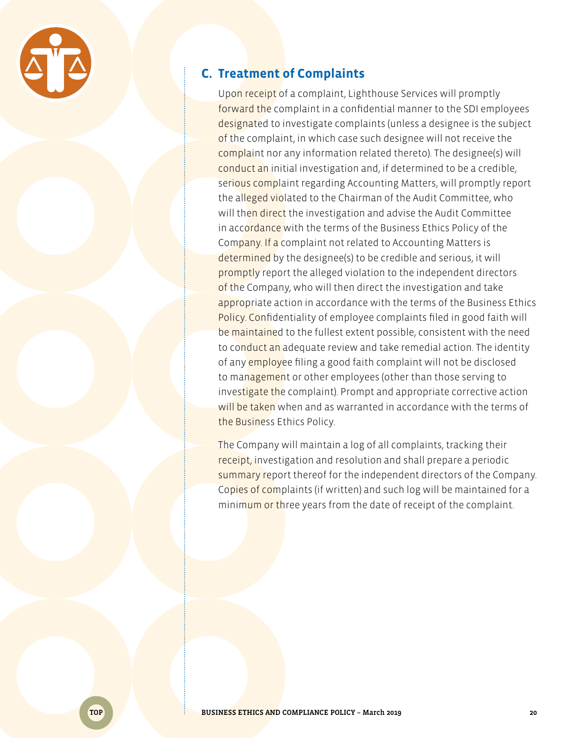## C. Treatment of Complaints

Upon receipt of a complaint, Lighthouse Services will promptly forward the complaint in a confidential manner to the SDI employees designated to investigate complaints (unless a designee is the subject of the complaint, in which case such designee will not receive the complaint nor any information related thereto). The designee(s) will conduct an initial investigation and, if determined to be a credible, serious complaint regarding Accounting Matters, will promptly report the alleged violated to the Chairman of the Audit Committee, who will then direct the investigation and advise the Audit Committee in accordance with the terms of the Business Ethics Policy of the Company. If a complaint not related to Accounting Matters is determined by the designee(s) to be credible and serious, it will promptly report the alleged violation to the independent directors of the Company, who will then direct the investigation and take appropriate action in accordance with the terms of the Business Ethics Policy. Confidentiality of employee complaints filed in good faith will be maintained to the fullest extent possible, consistent with the need to conduct an adequate review and take remedial action. The identity of any employee filing a good faith complaint will not be disclosed to management or other employees (other than those serving to investigate the complaint). Prompt and appropriate corrective action will be taken when and as warranted in accordance with the terms of the Business Ethics Policy.

The Company will maintain a log of all complaints, tracking their receipt, investigation and resolution and shall prepare a periodic summary report thereof for the independent directors of the Company. Copies of complaints (if written) and such log will be maintained for a minimum or three years from the date of receipt of the complaint.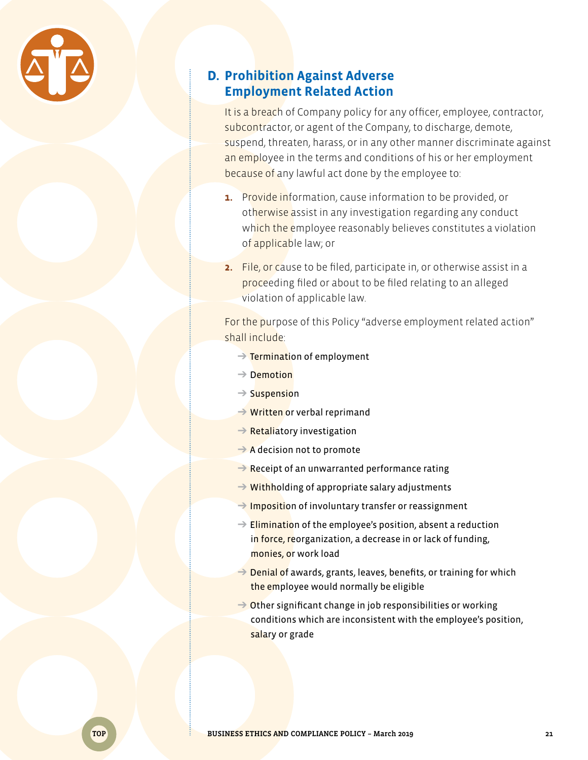## D. Prohibition Against Adverse Employment Related Action

It is a breach of Company policy for any officer, employee, contractor, subcontractor, or agent of the Company, to discharge, demote, suspend, threaten, harass, or in any other manner discriminate against an employee in the terms and conditions of his or her employment because of any lawful act done by the employee to:

1. Provide information, cause information to be provided, or otherwise assist in any investigation regarding any conduct which the employee reasonably believes constitutes a violation of applicable law; or

2. File, or cause to be filed, participate in, or otherwise assist in a proceeding filed or about to be filed relating to an alleged violation of applicable law.

For the purpose of this Policy "adverse employment related action" shall include:

- Termination of employment
- Demotion
- Suspension
- Written or verbal reprimand
- Retaliatory investigation
- A decision not to promote
- Receipt of an unwarranted performance rating
- Withholding of appropriate salary adjustments
- Imposition of involuntary transfer or reassignment
- Elimination of the employee's position, absent a reduction in force, reorganization, a decrease in or lack of funding, monies, or work load
- Denial of awards, grants, leaves, benefits, or training for which the employee would normally be eligible
- Other significant change in job responsibilities or working conditions which are inconsistent with the employee's position, salary or grade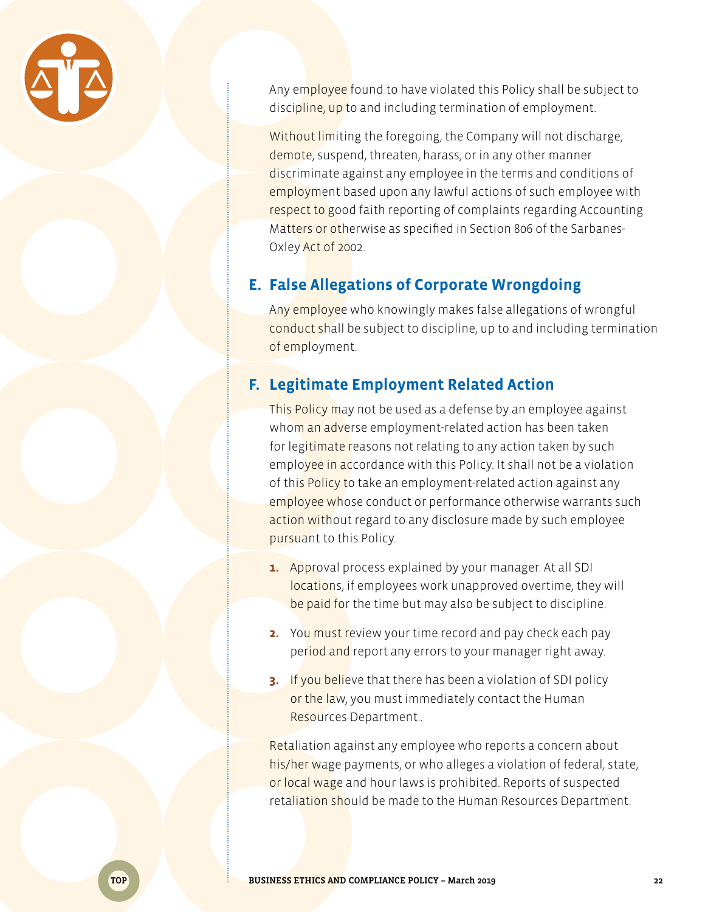Any employee found to have violated this Policy shall be subject to discipline, up to and including termination of employment.

Without limiting the foregoing, the Company will not discharge, demote, suspend, threaten, harass, or in any other manner discriminate against any employee in the terms and conditions of employment based upon any lawful actions of such employee with respect to good faith reporting of complaints regarding Accounting Matters or otherwise as specified in Section 806 of the Sarbanes-Oxley Act of 2002.

## E. False Allegations of Corporate Wrongdoing

Any employee who knowingly makes false allegations of wrongful conduct shall be subject to discipline, up to and including termination of employment.

## F. Legitimate Employment Related Action

This Policy may not be used as a defense by an employee against whom an adverse employment-related action has been taken for legitimate reasons not relating to any action taken by such employee in accordance with this Policy. It shall not be a violation of this Policy to take an employment-related action against any employee whose conduct or performance otherwise warrants such action without regard to any disclosure made by such employee pursuant to this Policy.

1. Approval process explained by your manager. At all SDI locations, if employees work unapproved overtime, they will be paid for the time but may also be subject to discipline.
2. You must review your time record and pay check each pay period and report any errors to your manager right away.
3. If you believe that there has been a violation of SDI policy or the law, you must immediately contact the Human Resources Department..

Retaliation against any employee who reports a concern about his/her wage payments, or who alleges a violation of federal, state, or local wage and hour laws is prohibited. Reports of suspected retaliation should be made to the Human Resources Department.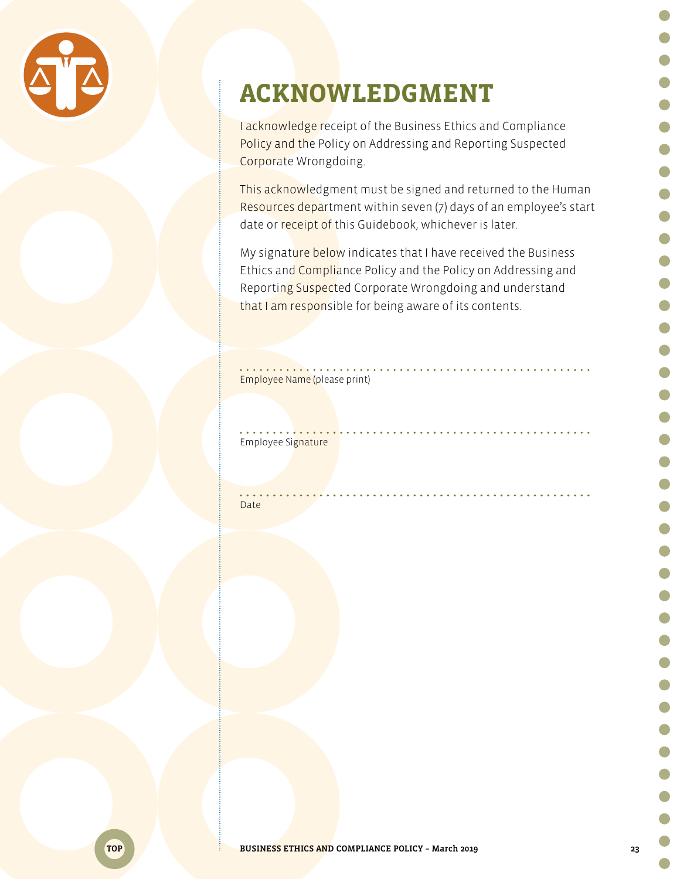# ACKNOWLEDGMENT

I acknowledge receipt of the Business Ethics and Compliance Policy and the Policy on Addressing and Reporting Suspected Corporate Wrongdoing.

This acknowledgment must be signed and returned to the Human Resources department within seven (7) days of an employee's start date or receipt of this Guidebook, whichever is later.

My signature below indicates that I have received the Business Ethics and Compliance Policy and the Policy on Addressing and Reporting Suspected Corporate Wrongdoing and understand that I am responsible for being aware of its contents.

.......................................................
Employee Name (please print)

.......................................................
Employee Signature

.......................................................
Date